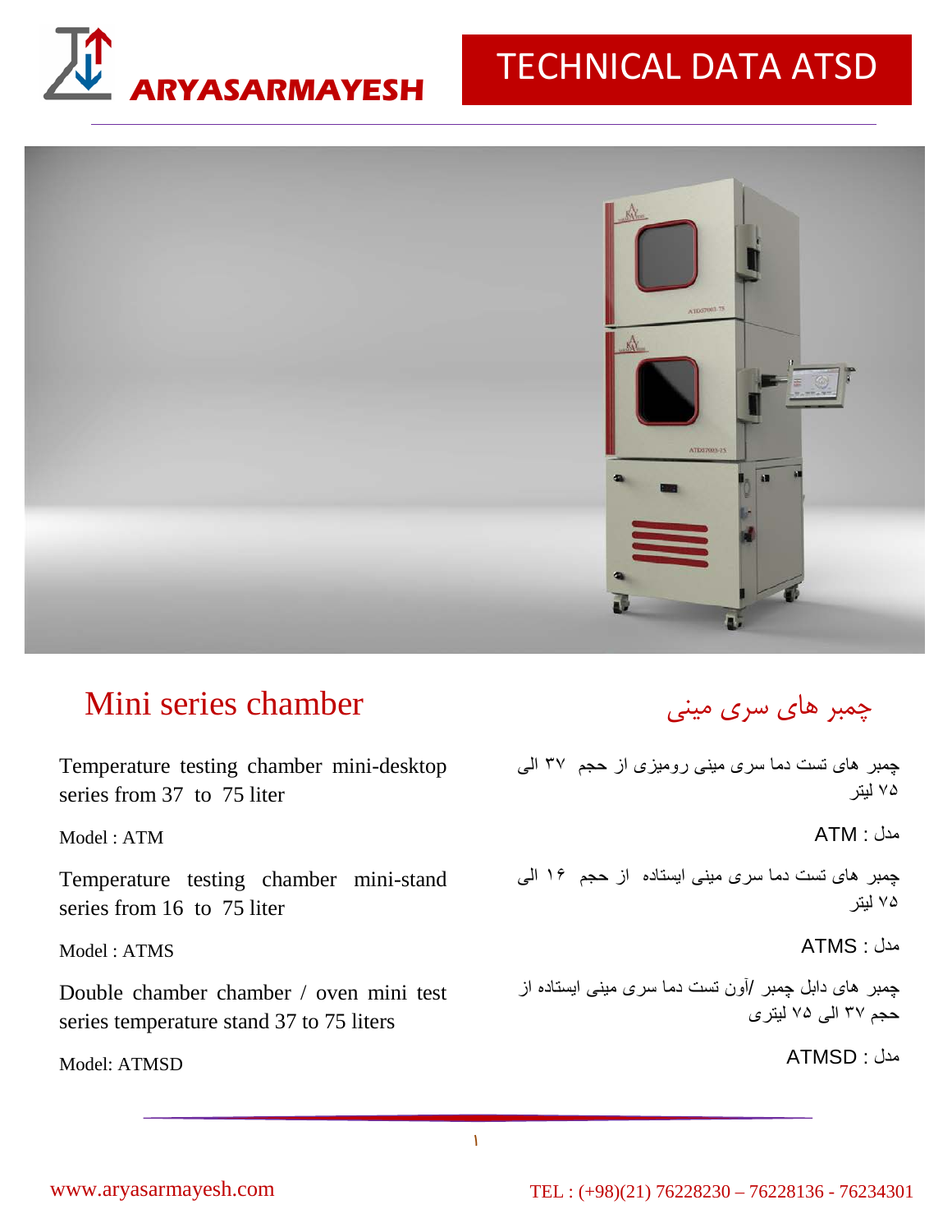ARYASARMAYESH

# TECHNICAL DATA ATSD

## Mini series chamber

Temperature testing chamber mini-desktop series from 37 to 75 liter

Model : ATM

Temperature testing chamber mini-stand series from 16 to 75 liter

Model : ATMS

Double chamber chamber / oven mini test series temperature stand 37 to 75 liters

Model: ATMSD

## چمبر های سری مینی

چمبر های تست دما سری مینی رومیزی از حجم ۳۷ الی ۷۵ لیتر

مدل : ATM

چمبر های تست دما سری مینی ایستاده از حجم ۱۶ الی ۷۵ لیتر

مدل : ATMS

چمبر های دابل چمبر /آون تست دما سری مینی ایستاده از حجم ۳۷ الی ۷۵ لیتری

مدل : ATMSD

www.aryasarmayesh.com

TEL : (+98)(21) 76228230 – 76228136 - 76234301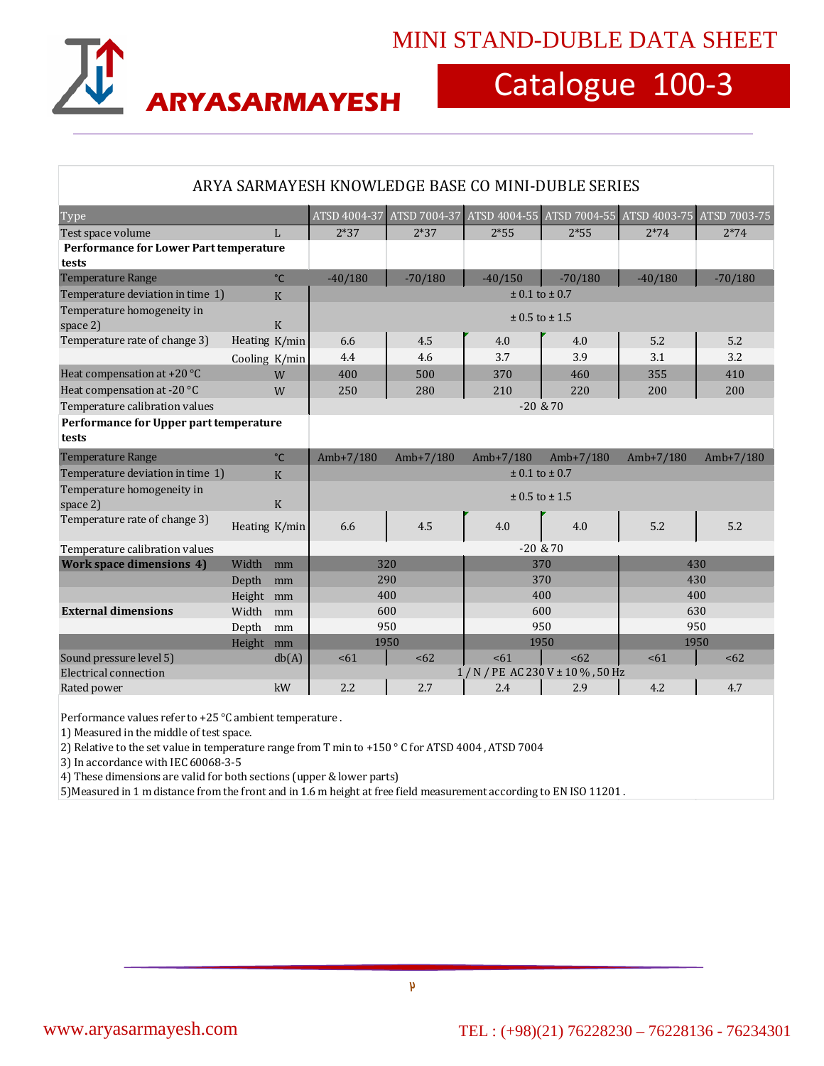# MINI STAND-DUBLE DATA SHEET

## Catalogue 100-3

ARYASARMAYESH

### ARYA SARMAYESH KNOWLEDGE BASE CO MINI-DUBLE SERIES

| Type | | | ATSD 4004-37 | ATSD 7004-37 | ATSD 4004-55 | ATSD 7004-55 | ATSD 4003-75 | ATSD 7003-75 |
|---|---|---|---|---|---|---|---|---|
| Test space volume | | L | 2*37 | 2*37 | 2*55 | 2*55 | 2*74 | 2*74 |
| **Performance for Lower Part temperature tests** | | | | | | | | |
| Temperature Range | | °C | -40/180 | -70/180 | -40/150 | -70/180 | -40/180 | -70/180 |
| Temperature deviation in time 1) | | K | ± 0.1 to ± 0.7 | | | | | |
| Temperature homogeneity in space 2) | | K | ± 0.5 to ± 1.5 | | | | | |
| Temperature rate of change 3) | Heating | K/min | 6.6 | 4.5 | 4.0 | 4.0 | 5.2 | 5.2 |
| | Cooling | K/min | 4.4 | 4.6 | 3.7 | 3.9 | 3.1 | 3.2 |
| Heat compensation at +20 °C | | W | 400 | 500 | 370 | 460 | 355 | 410 |
| Heat compensation at -20 °C | | W | 250 | 280 | 210 | 220 | 200 | 200 |
| Temperature calibration values | | | -20 & 70 | | | | | |
| **Performance for Upper part temperature tests** | | | | | | | | |
| Temperature Range | | °C | Amb+7/180 | Amb+7/180 | Amb+7/180 | Amb+7/180 | Amb+7/180 | Amb+7/180 |
| Temperature deviation in time 1) | | K | ± 0.1 to ± 0.7 | | | | | |
| Temperature homogeneity in space 2) | | K | ± 0.5 to ± 1.5 | | | | | |
| Temperature rate of change 3) | Heating | K/min | 6.6 | 4.5 | 4.0 | 4.0 | 5.2 | 5.2 |
| Temperature calibration values | | | -20 & 70 | | | | | |
| **Work space dimensions 4)** | Width | mm | 320 | | 370 | | 430 | |
| | Depth | mm | 290 | | 370 | | 430 | |
| | Height | mm | 400 | | 400 | | 400 | |
| **External dimensions** | Width | mm | 600 | | 600 | | 630 | |
| | Depth | mm | 950 | | 950 | | 950 | |
| | Height | mm | 1950 | | 1950 | | 1950 | |
| Sound pressure level 5) | | db(A) | <61 | <62 | <61 | <62 | <61 | <62 |
| Electrical connection | | | 1 / N / PE AC 230 V ± 10 % , 50 Hz | | | | | |
| Rated power | | kW | 2.2 | 2.7 | 2.4 | 2.9 | 4.2 | 4.7 |

Performance values refer to +25 °C ambient temperature .

1) Measured in the middle of test space.

2) Relative to the set value in temperature range from T min to +150 ° C for ATSD 4004 , ATSD 7004

3) In accordance with IEC 60068-3-5

4) These dimensions are valid for both sections (upper & lower parts)

5)Measured in 1 m distance from the front and in 1.6 m height at free field measurement according to EN ISO 11201 .

www.aryasarmayesh.com

TEL : (+98)(21) 76228230 – 76228136 - 76234301